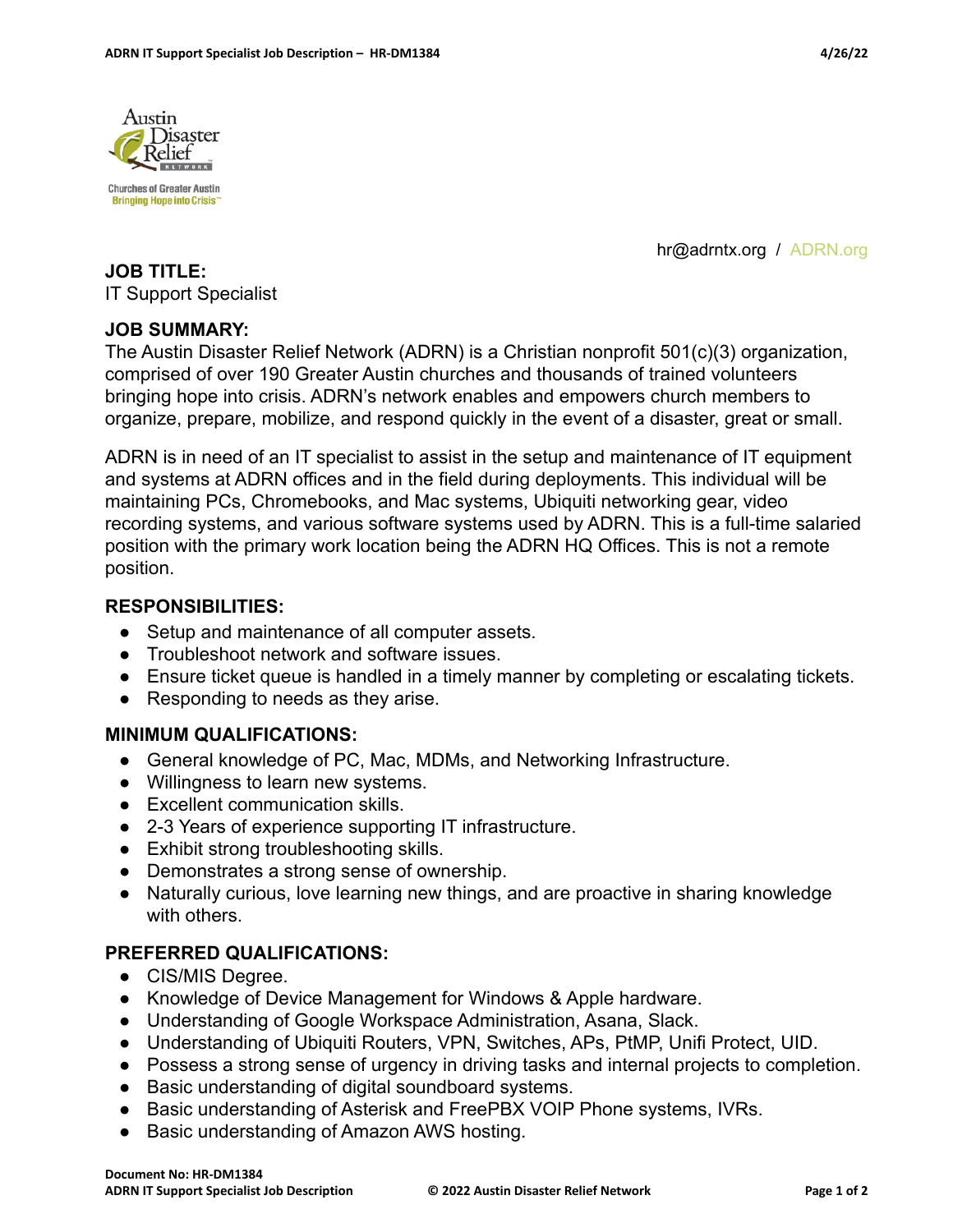hr@adrntx.org / ADRN.org

## JOB TITLE:

IT Support Specialist

## JOB SUMMARY:

The Austin Disaster Relief Network (ADRN) is a Christian nonprofit 501(c)(3) organization, comprised of over 190 Greater Austin churches and thousands of trained volunteers bringing hope into crisis. ADRN's network enables and empowers church members to organize, prepare, mobilize, and respond quickly in the event of a disaster, great or small.

ADRN is in need of an IT specialist to assist in the setup and maintenance of IT equipment and systems at ADRN offices and in the field during deployments. This individual will be maintaining PCs, Chromebooks, and Mac systems, Ubiquiti networking gear, video recording systems, and various software systems used by ADRN. This is a full-time salaried position with the primary work location being the ADRN HQ Offices. This is not a remote position.

## RESPONSIBILITIES:

- Setup and maintenance of all computer assets.
- Troubleshoot network and software issues.
- Ensure ticket queue is handled in a timely manner by completing or escalating tickets.
- Responding to needs as they arise.

## MINIMUM QUALIFICATIONS:

- General knowledge of PC, Mac, MDMs, and Networking Infrastructure.
- Willingness to learn new systems.
- Excellent communication skills.
- 2-3 Years of experience supporting IT infrastructure.
- Exhibit strong troubleshooting skills.
- Demonstrates a strong sense of ownership.
- Naturally curious, love learning new things, and are proactive in sharing knowledge with others.

## PREFERRED QUALIFICATIONS:

- CIS/MIS Degree.
- Knowledge of Device Management for Windows & Apple hardware.
- Understanding of Google Workspace Administration, Asana, Slack.
- Understanding of Ubiquiti Routers, VPN, Switches, APs, PtMP, Unifi Protect, UID.
- Possess a strong sense of urgency in driving tasks and internal projects to completion.
- Basic understanding of digital soundboard systems.
- Basic understanding of Asterisk and FreePBX VOIP Phone systems, IVRs.
- Basic understanding of Amazon AWS hosting.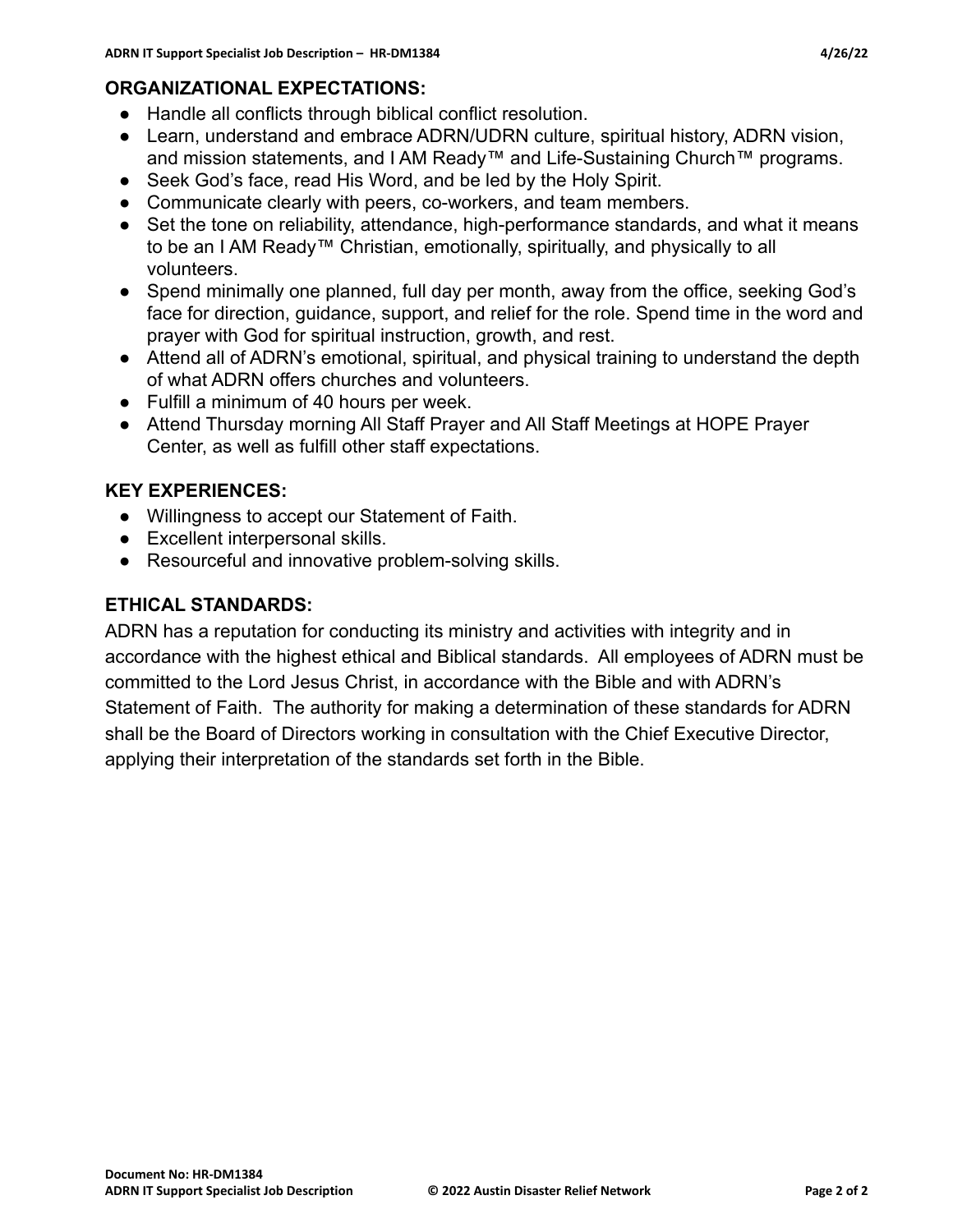## ORGANIZATIONAL EXPECTATIONS:

- Handle all conflicts through biblical conflict resolution.
- Learn, understand and embrace ADRN/UDRN culture, spiritual history, ADRN vision, and mission statements, and I AM Ready™ and Life-Sustaining Church™ programs.
- Seek God's face, read His Word, and be led by the Holy Spirit.
- Communicate clearly with peers, co-workers, and team members.
- Set the tone on reliability, attendance, high-performance standards, and what it means to be an I AM Ready™ Christian, emotionally, spiritually, and physically to all volunteers.
- Spend minimally one planned, full day per month, away from the office, seeking God's face for direction, guidance, support, and relief for the role. Spend time in the word and prayer with God for spiritual instruction, growth, and rest.
- Attend all of ADRN's emotional, spiritual, and physical training to understand the depth of what ADRN offers churches and volunteers.
- Fulfill a minimum of 40 hours per week.
- Attend Thursday morning All Staff Prayer and All Staff Meetings at HOPE Prayer Center, as well as fulfill other staff expectations.

## KEY EXPERIENCES:

- Willingness to accept our Statement of Faith.
- Excellent interpersonal skills.
- Resourceful and innovative problem-solving skills.

## ETHICAL STANDARDS:

ADRN has a reputation for conducting its ministry and activities with integrity and in accordance with the highest ethical and Biblical standards. All employees of ADRN must be committed to the Lord Jesus Christ, in accordance with the Bible and with ADRN's Statement of Faith. The authority for making a determination of these standards for ADRN shall be the Board of Directors working in consultation with the Chief Executive Director, applying their interpretation of the standards set forth in the Bible.